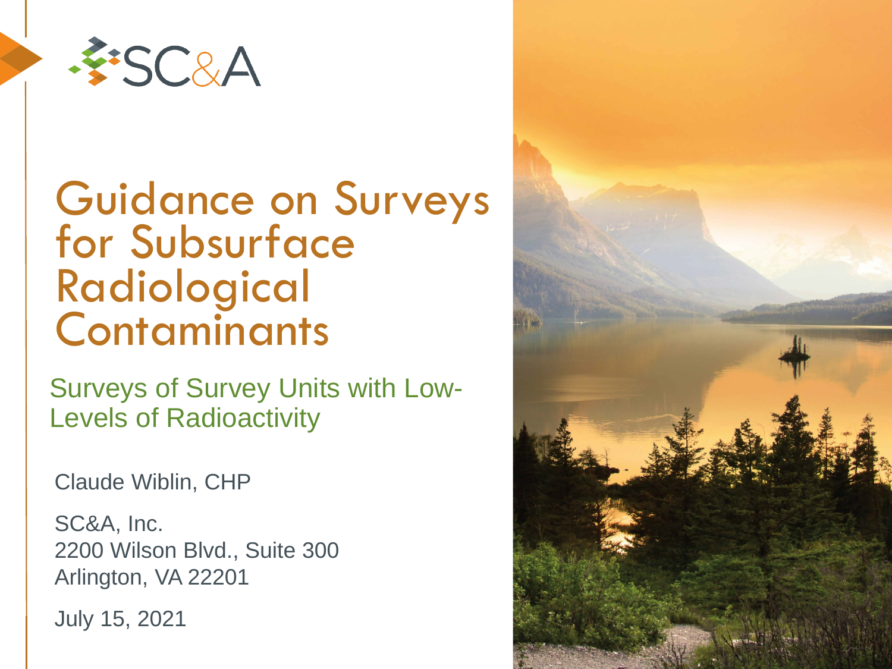SC&A

# Guidance on Surveys for Subsurface Radiological Contaminants

## Surveys of Survey Units with Low-Levels of Radioactivity

Claude Wiblin, CHP

SC&A, Inc.
2200 Wilson Blvd., Suite 300
Arlington, VA 22201

July 15, 2021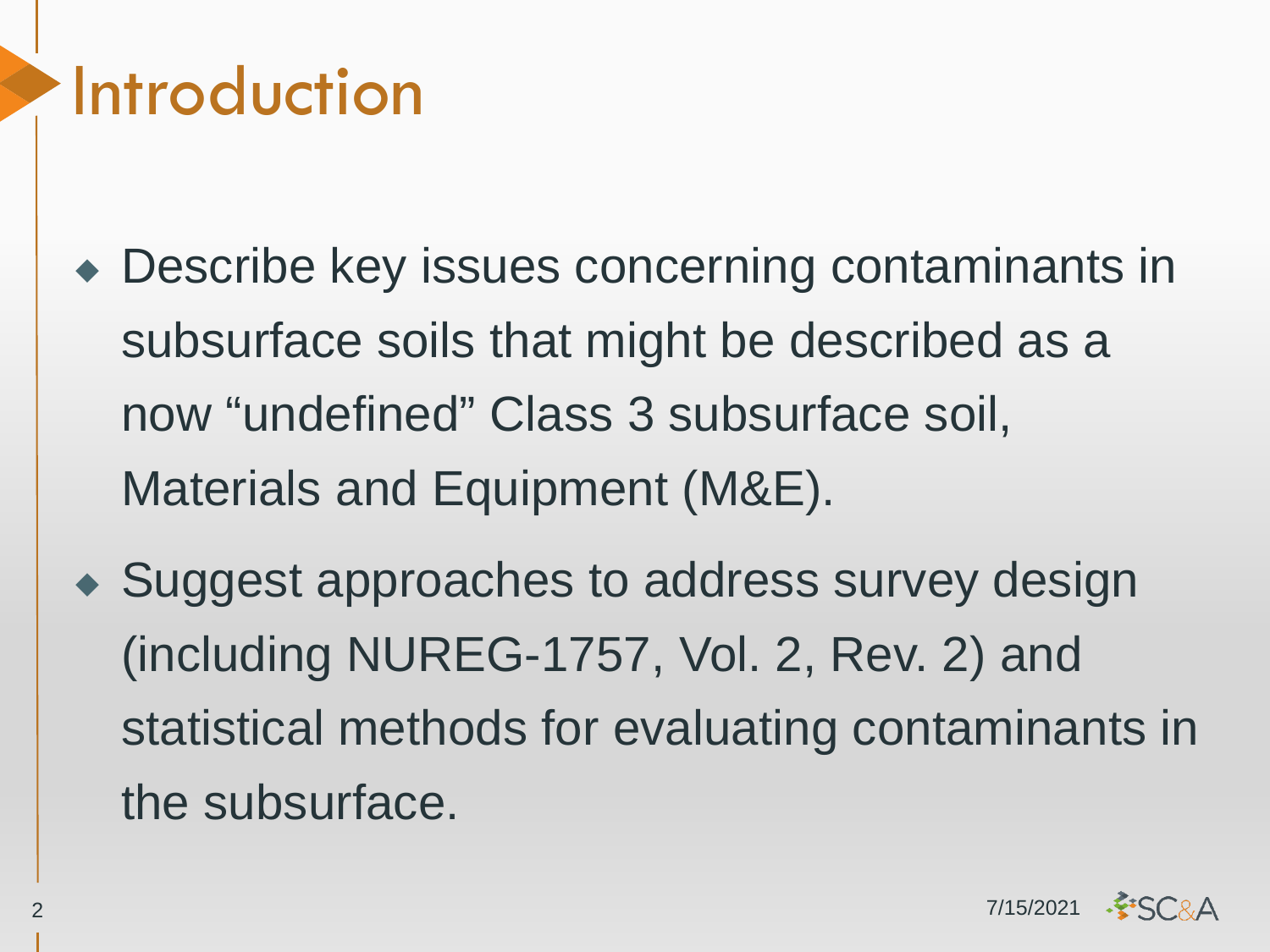# Introduction

- Describe key issues concerning contaminants in subsurface soils that might be described as a now “undefined” Class 3 subsurface soil, Materials and Equipment (M&E).
- Suggest approaches to address survey design (including NUREG-1757, Vol. 2, Rev. 2) and statistical methods for evaluating contaminants in the subsurface.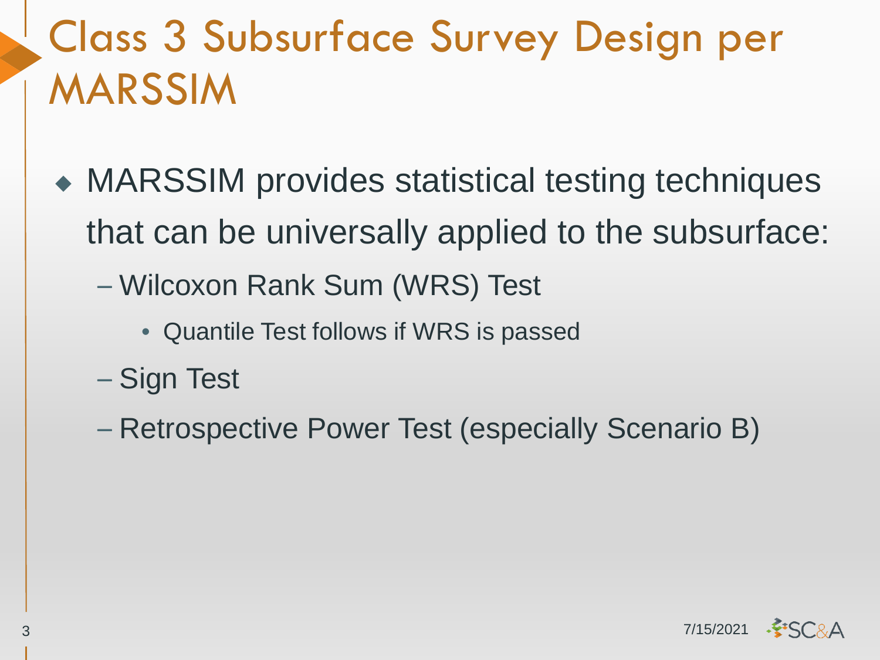# Class 3 Subsurface Survey Design per MARSSIM

- MARSSIM provides statistical testing techniques that can be universally applied to the subsurface:
  - Wilcoxon Rank Sum (WRS) Test
    - Quantile Test follows if WRS is passed
  - Sign Test
  - Retrospective Power Test (especially Scenario B)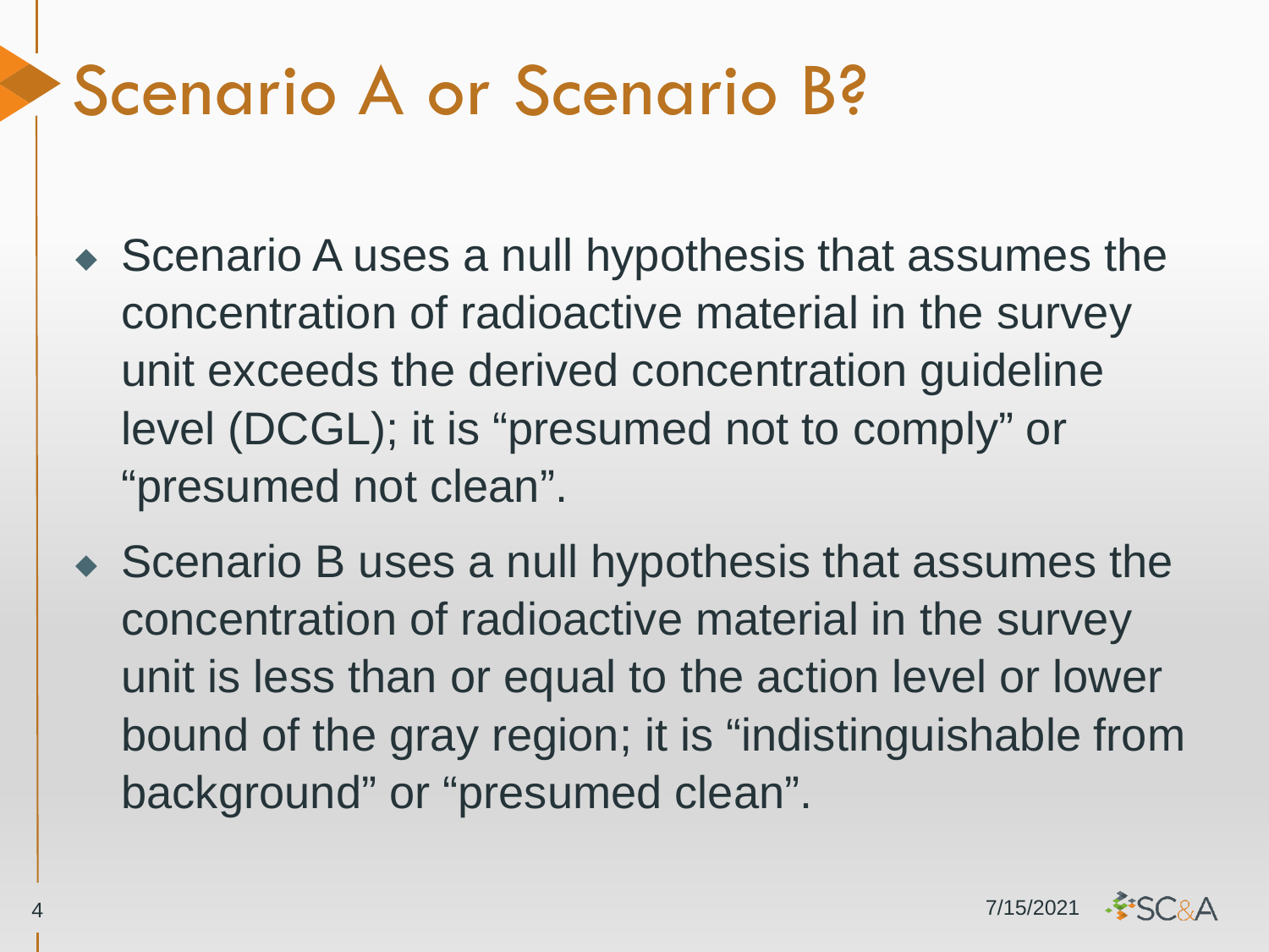# Scenario A or Scenario B?

- Scenario A uses a null hypothesis that assumes the concentration of radioactive material in the survey unit exceeds the derived concentration guideline level (DCGL); it is “presumed not to comply” or “presumed not clean”.
- Scenario B uses a null hypothesis that assumes the concentration of radioactive material in the survey unit is less than or equal to the action level or lower bound of the gray region; it is “indistinguishable from background” or “presumed clean”.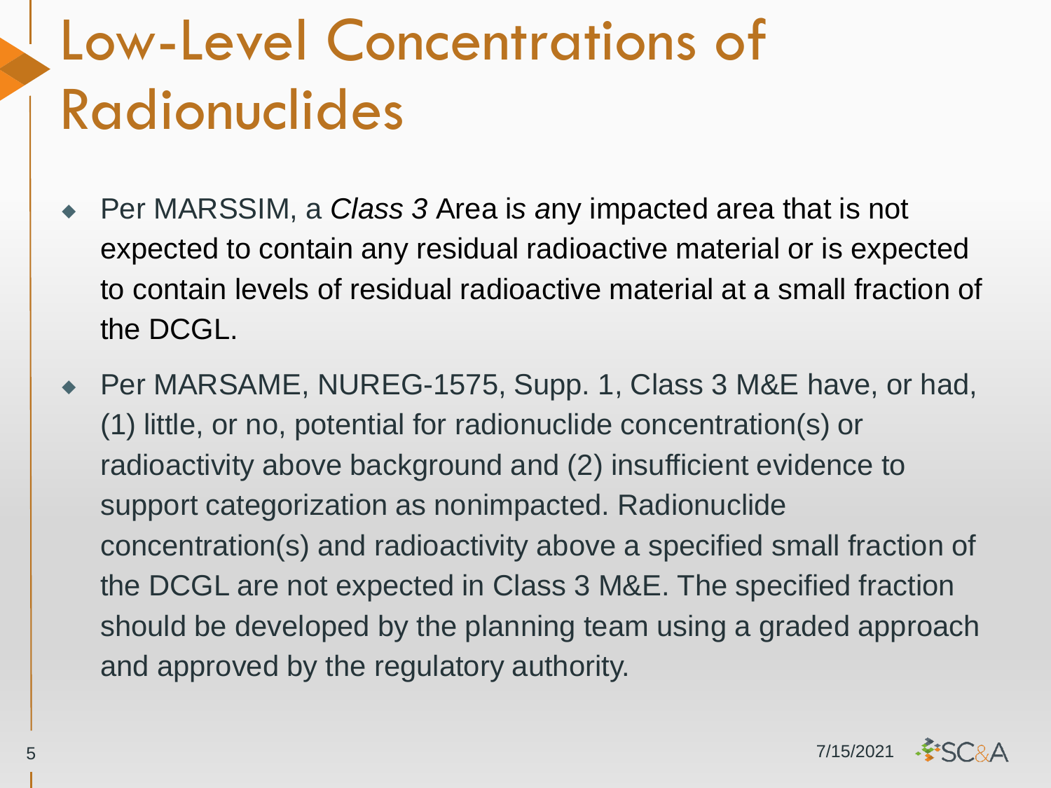# Low-Level Concentrations of Radionuclides

- Per MARSSIM, a *Class 3* Area is any impacted area that is not expected to contain any residual radioactive material or is expected to contain levels of residual radioactive material at a small fraction of the DCGL.
- Per MARSAME, NUREG-1575, Supp. 1, Class 3 M&E have, or had, (1) little, or no, potential for radionuclide concentration(s) or radioactivity above background and (2) insufficient evidence to support categorization as nonimpacted. Radionuclide concentration(s) and radioactivity above a specified small fraction of the DCGL are not expected in Class 3 M&E. The specified fraction should be developed by the planning team using a graded approach and approved by the regulatory authority.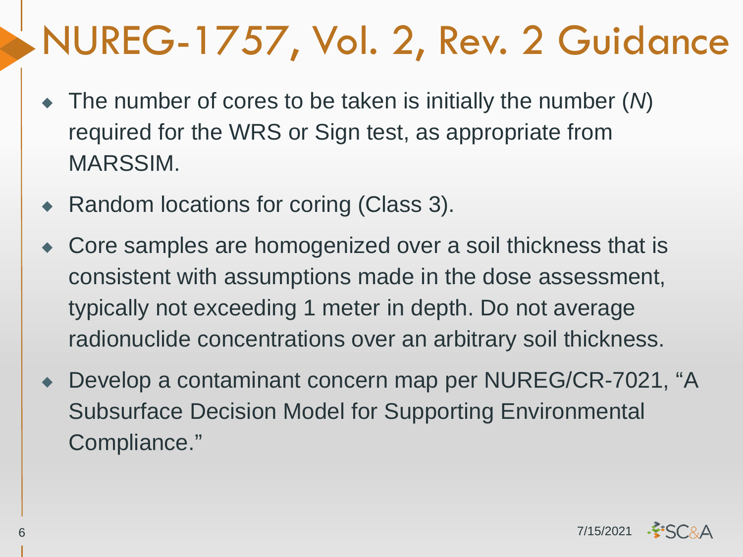# NUREG-1757, Vol. 2, Rev. 2 Guidance

- The number of cores to be taken is initially the number (*N*) required for the WRS or Sign test, as appropriate from MARSSIM.
- Random locations for coring (Class 3).
- Core samples are homogenized over a soil thickness that is consistent with assumptions made in the dose assessment, typically not exceeding 1 meter in depth. Do not average radionuclide concentrations over an arbitrary soil thickness.
- Develop a contaminant concern map per NUREG/CR-7021, "A Subsurface Decision Model for Supporting Environmental Compliance."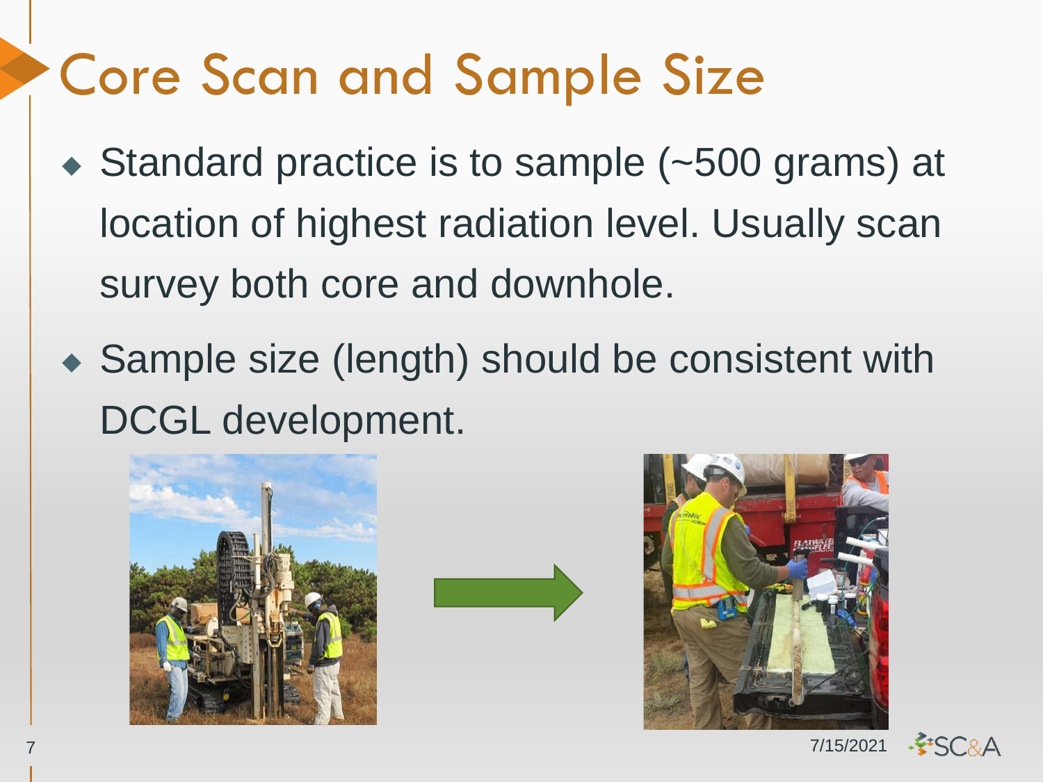# Core Scan and Sample Size

- Standard practice is to sample (~500 grams) at location of highest radiation level. Usually scan survey both core and downhole.
- Sample size (length) should be consistent with DCGL development.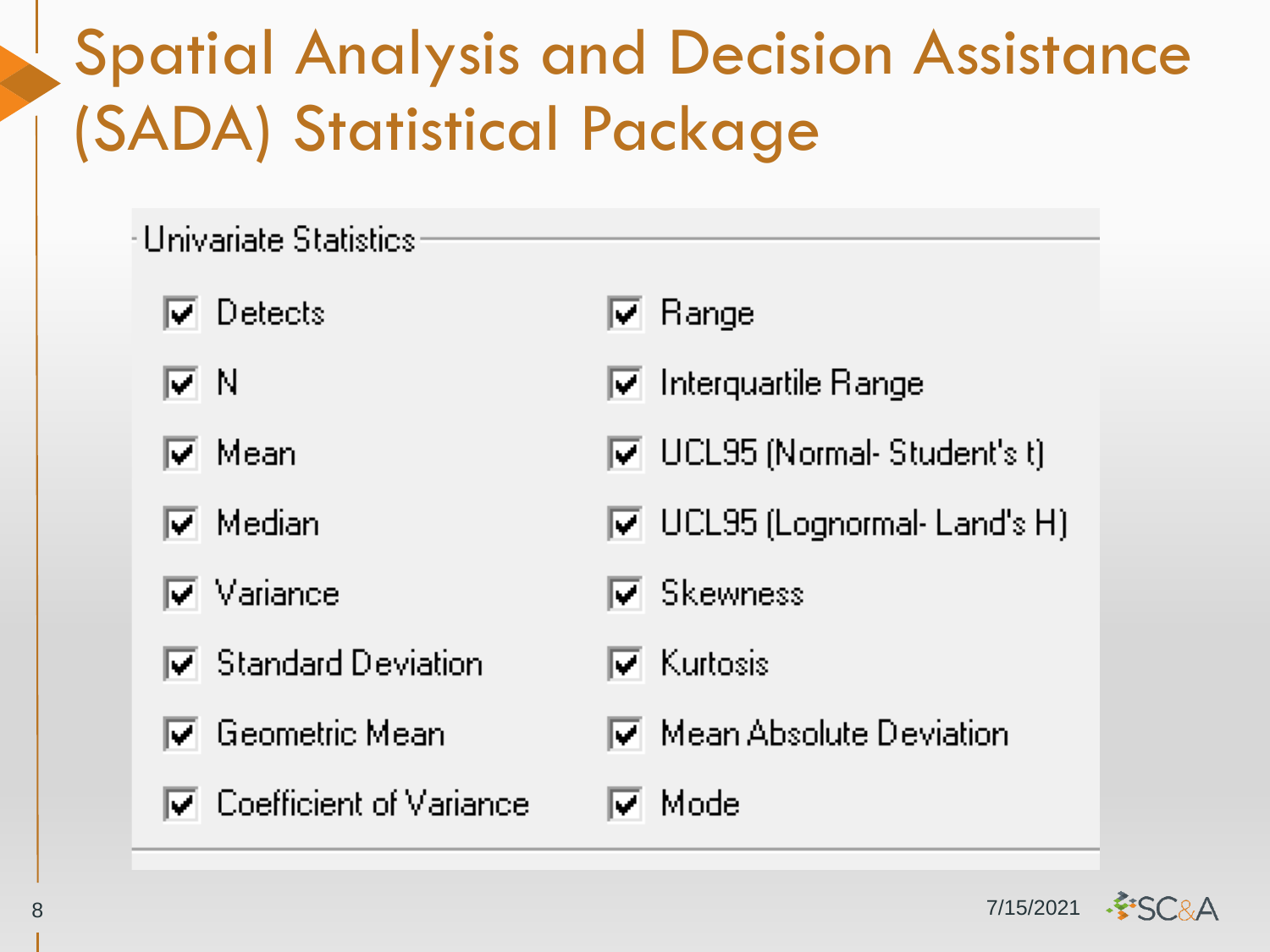# Spatial Analysis and Decision Assistance (SADA) Statistical Package

**Univariate Statistics**

- [x] Detects
- [x] N
- [x] Mean
- [x] Median
- [x] Variance
- [x] Standard Deviation
- [x] Geometric Mean
- [x] Coefficient of Variance
- [x] Range
- [x] Interquartile Range
- [x] UCL95 (Normal- Student's t)
- [x] UCL95 (Lognormal- Land's H)
- [x] Skewness
- [x] Kurtosis
- [x] Mean Absolute Deviation
- [x] Mode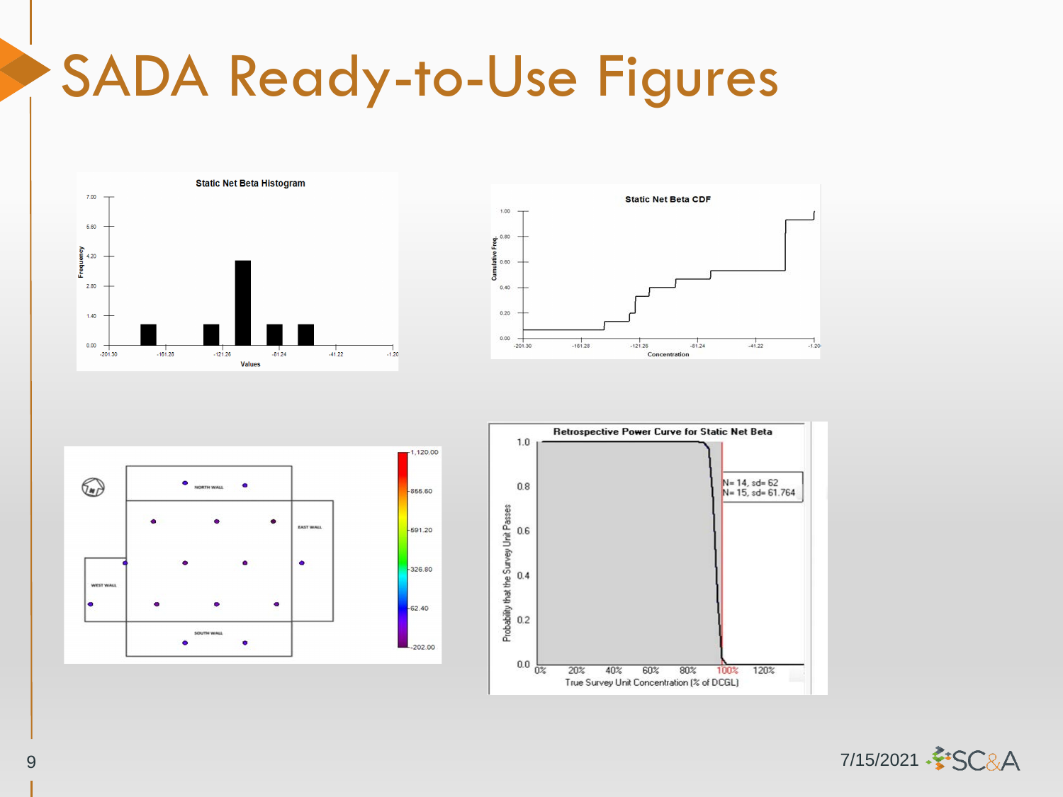# SADA Ready-to-Use Figures

**Static Net Beta Histogram**

**Static Net Beta CDF**

**Retrospective Power Curve for Static Net Beta**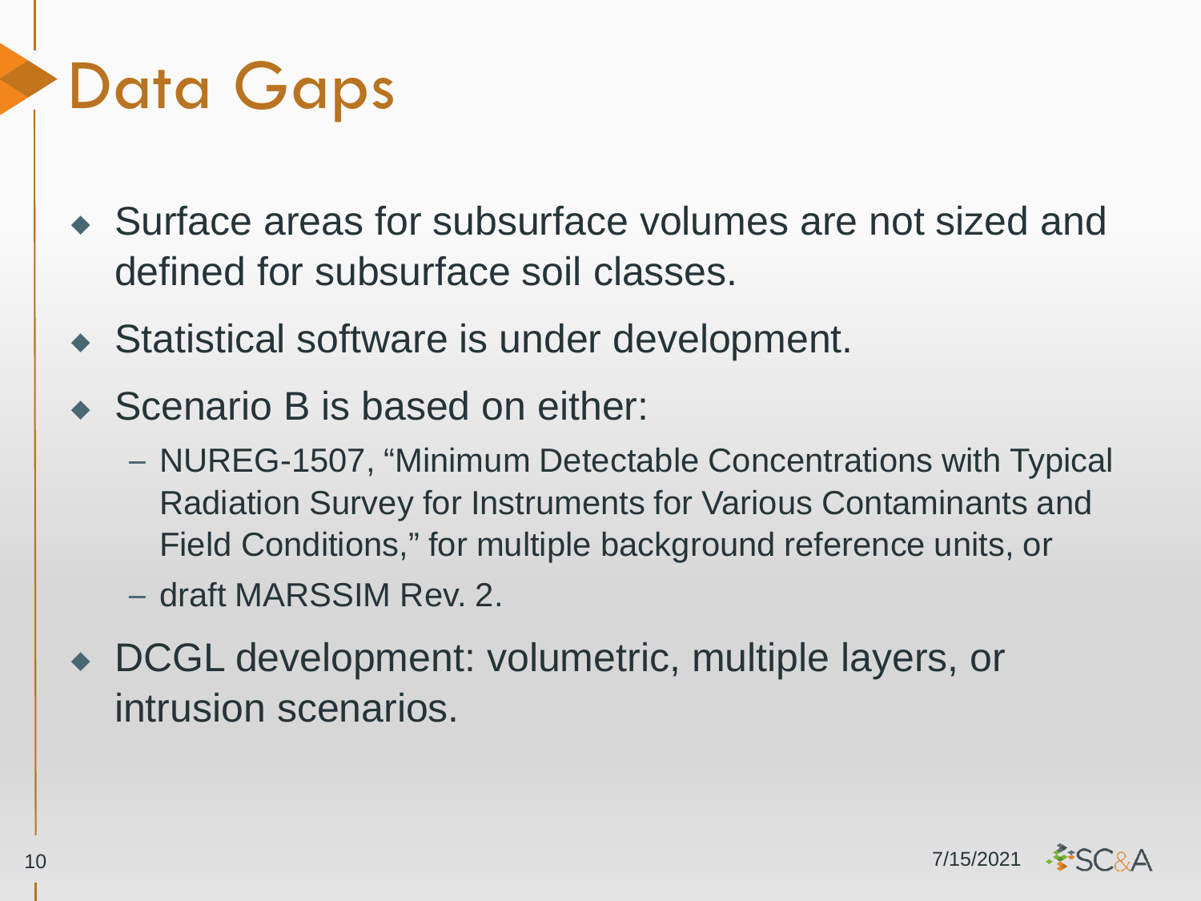# Data Gaps

- Surface areas for subsurface volumes are not sized and defined for subsurface soil classes.
- Statistical software is under development.
- Scenario B is based on either:
  - NUREG-1507, "Minimum Detectable Concentrations with Typical Radiation Survey for Instruments for Various Contaminants and Field Conditions," for multiple background reference units, or
  - draft MARSSIM Rev. 2.
- DCGL development: volumetric, multiple layers, or intrusion scenarios.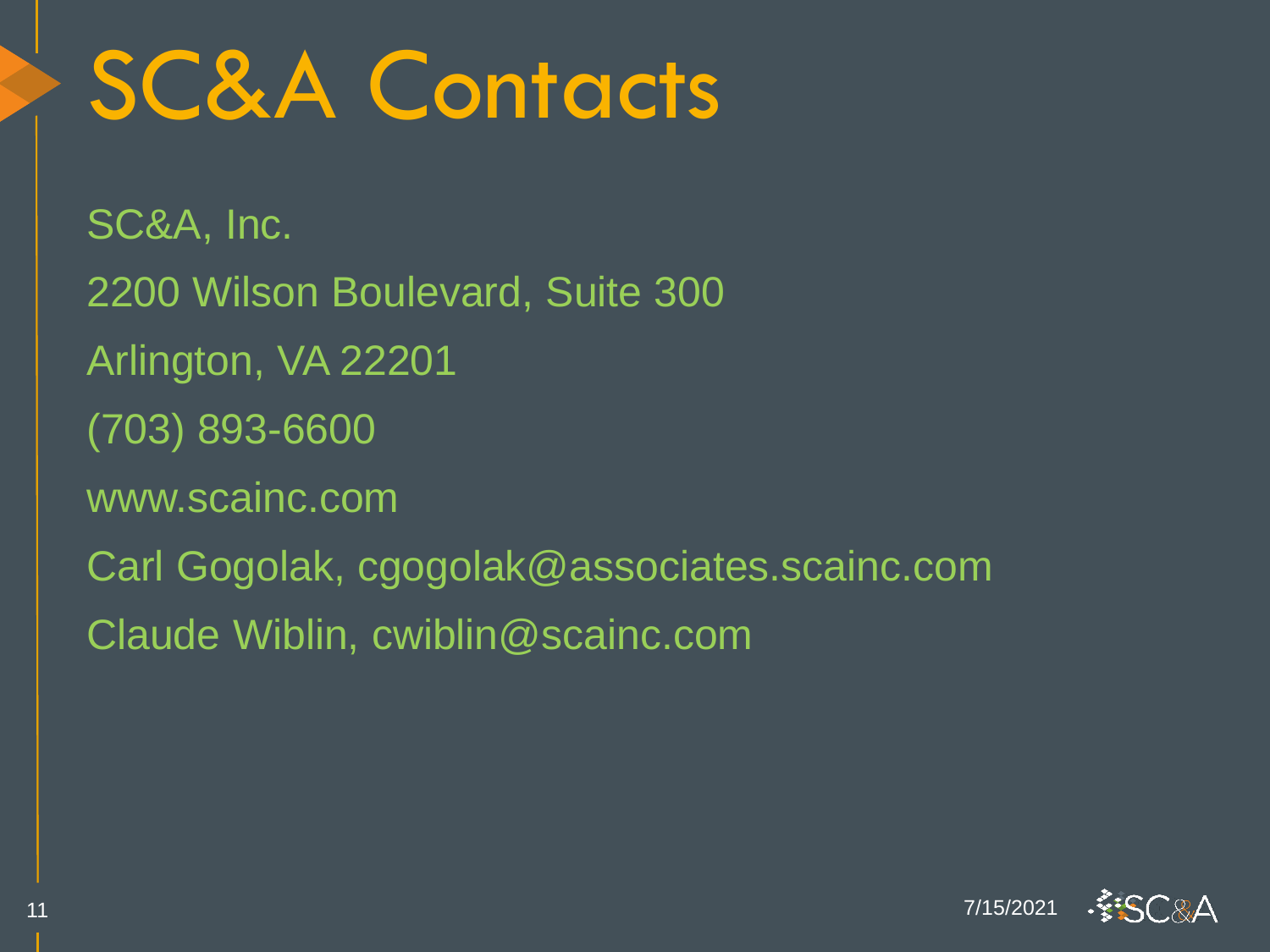# SC&A Contacts

SC&A, Inc.

2200 Wilson Boulevard, Suite 300

Arlington, VA 22201

(703) 893-6600

www.scainc.com

Carl Gogolak, cgogolak@associates.scainc.com

Claude Wiblin, cwiblin@scainc.com